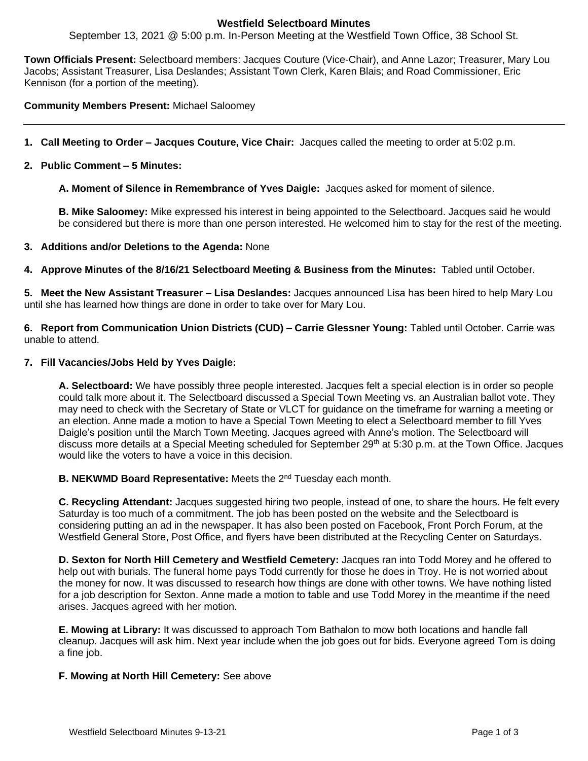# Westfield Selectboard Minutes

September 13, 2021 @ 5:00 p.m. In-Person Meeting at the Westfield Town Office, 38 School St.

**Town Officials Present:** Selectboard members: Jacques Couture (Vice-Chair), and Anne Lazor; Treasurer, Mary Lou Jacobs; Assistant Treasurer, Lisa Deslandes; Assistant Town Clerk, Karen Blais; and Road Commissioner, Eric Kennison (for a portion of the meeting).

**Community Members Present:** Michael Saloomey

---

1. **Call Meeting to Order – Jacques Couture, Vice Chair:** Jacques called the meeting to order at 5:02 p.m.

2. **Public Comment – 5 Minutes:**

   **A. Moment of Silence in Remembrance of Yves Daigle:** Jacques asked for moment of silence.

   **B. Mike Saloomey:** Mike expressed his interest in being appointed to the Selectboard. Jacques said he would be considered but there is more than one person interested. He welcomed him to stay for the rest of the meeting.

3. **Additions and/or Deletions to the Agenda:** None

4. **Approve Minutes of the 8/16/21 Selectboard Meeting & Business from the Minutes:** Tabled until October.

5. **Meet the New Assistant Treasurer – Lisa Deslandes:** Jacques announced Lisa has been hired to help Mary Lou until she has learned how things are done in order to take over for Mary Lou.

6. **Report from Communication Union Districts (CUD) – Carrie Glessner Young:** Tabled until October. Carrie was unable to attend.

7. **Fill Vacancies/Jobs Held by Yves Daigle:**

   **A. Selectboard:** We have possibly three people interested. Jacques felt a special election is in order so people could talk more about it. The Selectboard discussed a Special Town Meeting vs. an Australian ballot vote. They may need to check with the Secretary of State or VLCT for guidance on the timeframe for warning a meeting or an election. Anne made a motion to have a Special Town Meeting to elect a Selectboard member to fill Yves Daigle's position until the March Town Meeting. Jacques agreed with Anne's motion. The Selectboard will discuss more details at a Special Meeting scheduled for September 29th at 5:30 p.m. at the Town Office. Jacques would like the voters to have a voice in this decision.

   **B. NEKWMD Board Representative:** Meets the 2nd Tuesday each month.

   **C. Recycling Attendant:** Jacques suggested hiring two people, instead of one, to share the hours. He felt every Saturday is too much of a commitment. The job has been posted on the website and the Selectboard is considering putting an ad in the newspaper. It has also been posted on Facebook, Front Porch Forum, at the Westfield General Store, Post Office, and flyers have been distributed at the Recycling Center on Saturdays.

   **D. Sexton for North Hill Cemetery and Westfield Cemetery:** Jacques ran into Todd Morey and he offered to help out with burials. The funeral home pays Todd currently for those he does in Troy. He is not worried about the money for now. It was discussed to research how things are done with other towns. We have nothing listed for a job description for Sexton. Anne made a motion to table and use Todd Morey in the meantime if the need arises. Jacques agreed with her motion.

   **E. Mowing at Library:** It was discussed to approach Tom Bathalon to mow both locations and handle fall cleanup. Jacques will ask him. Next year include when the job goes out for bids. Everyone agreed Tom is doing a fine job.

   **F. Mowing at North Hill Cemetery:** See above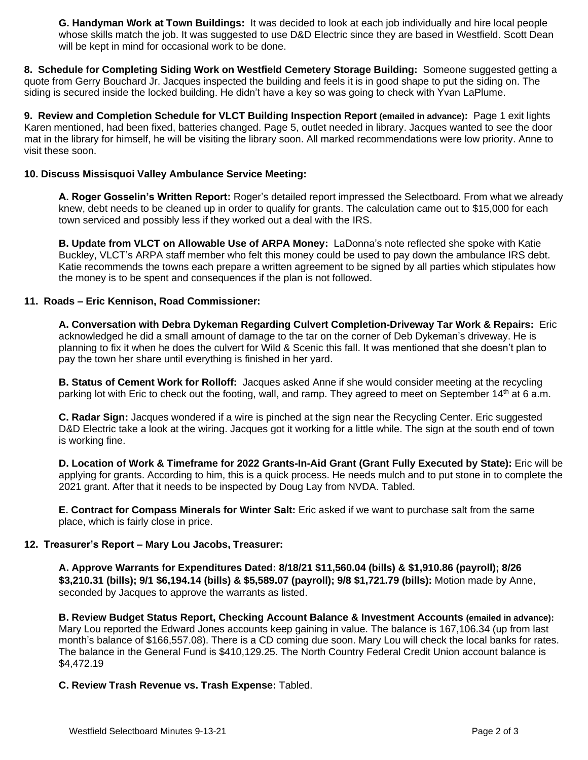**G. Handyman Work at Town Buildings:** It was decided to look at each job individually and hire local people whose skills match the job. It was suggested to use D&D Electric since they are based in Westfield. Scott Dean will be kept in mind for occasional work to be done.

**8. Schedule for Completing Siding Work on Westfield Cemetery Storage Building:** Someone suggested getting a quote from Gerry Bouchard Jr. Jacques inspected the building and feels it is in good shape to put the siding on. The siding is secured inside the locked building. He didn't have a key so was going to check with Yvan LaPlume.

**9. Review and Completion Schedule for VLCT Building Inspection Report (emailed in advance):** Page 1 exit lights Karen mentioned, had been fixed, batteries changed. Page 5, outlet needed in library. Jacques wanted to see the door mat in the library for himself, he will be visiting the library soon. All marked recommendations were low priority. Anne to visit these soon.

**10. Discuss Missisquoi Valley Ambulance Service Meeting:**

**A. Roger Gosselin's Written Report:** Roger's detailed report impressed the Selectboard. From what we already knew, debt needs to be cleaned up in order to qualify for grants. The calculation came out to $15,000 for each town serviced and possibly less if they worked out a deal with the IRS.

**B. Update from VLCT on Allowable Use of ARPA Money:** LaDonna's note reflected she spoke with Katie Buckley, VLCT's ARPA staff member who felt this money could be used to pay down the ambulance IRS debt. Katie recommends the towns each prepare a written agreement to be signed by all parties which stipulates how the money is to be spent and consequences if the plan is not followed.

**11. Roads – Eric Kennison, Road Commissioner:**

**A. Conversation with Debra Dykeman Regarding Culvert Completion-Driveway Tar Work & Repairs:** Eric acknowledged he did a small amount of damage to the tar on the corner of Deb Dykeman's driveway. He is planning to fix it when he does the culvert for Wild & Scenic this fall. It was mentioned that she doesn't plan to pay the town her share until everything is finished in her yard.

**B. Status of Cement Work for Rolloff:** Jacques asked Anne if she would consider meeting at the recycling parking lot with Eric to check out the footing, wall, and ramp. They agreed to meet on September 14th at 6 a.m.

**C. Radar Sign:** Jacques wondered if a wire is pinched at the sign near the Recycling Center. Eric suggested D&D Electric take a look at the wiring. Jacques got it working for a little while. The sign at the south end of town is working fine.

**D. Location of Work & Timeframe for 2022 Grants-In-Aid Grant (Grant Fully Executed by State):** Eric will be applying for grants. According to him, this is a quick process. He needs mulch and to put stone in to complete the 2021 grant. After that it needs to be inspected by Doug Lay from NVDA. Tabled.

**E. Contract for Compass Minerals for Winter Salt:** Eric asked if we want to purchase salt from the same place, which is fairly close in price.

**12. Treasurer's Report – Mary Lou Jacobs, Treasurer:**

**A. Approve Warrants for Expenditures Dated: 8/18/21 $11,560.04 (bills) & $1,910.86 (payroll); 8/26 $3,210.31 (bills); 9/1 $6,194.14 (bills) & $5,589.07 (payroll); 9/8 $1,721.79 (bills):** Motion made by Anne, seconded by Jacques to approve the warrants as listed.

**B. Review Budget Status Report, Checking Account Balance & Investment Accounts (emailed in advance):** Mary Lou reported the Edward Jones accounts keep gaining in value. The balance is 167,106.34 (up from last month's balance of $166,557.08). There is a CD coming due soon. Mary Lou will check the local banks for rates. The balance in the General Fund is $410,129.25. The North Country Federal Credit Union account balance is $4,472.19

**C. Review Trash Revenue vs. Trash Expense:** Tabled.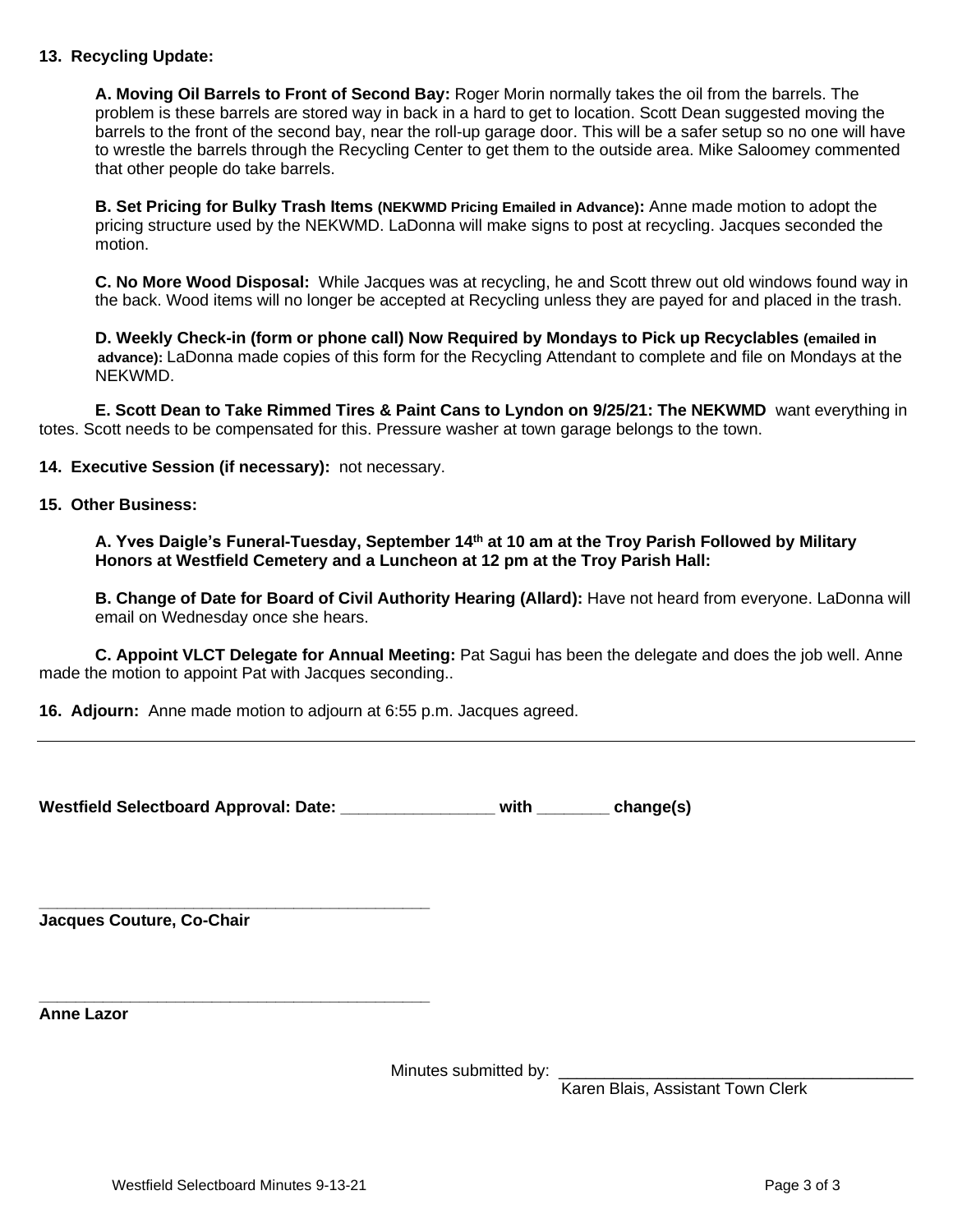**13. Recycling Update:**

**A. Moving Oil Barrels to Front of Second Bay:** Roger Morin normally takes the oil from the barrels. The problem is these barrels are stored way in back in a hard to get to location. Scott Dean suggested moving the barrels to the front of the second bay, near the roll-up garage door. This will be a safer setup so no one will have to wrestle the barrels through the Recycling Center to get them to the outside area. Mike Saloomey commented that other people do take barrels.

**B. Set Pricing for Bulky Trash Items (NEKWMD Pricing Emailed in Advance):** Anne made motion to adopt the pricing structure used by the NEKWMD. LaDonna will make signs to post at recycling. Jacques seconded the motion.

**C. No More Wood Disposal:** While Jacques was at recycling, he and Scott threw out old windows found way in the back. Wood items will no longer be accepted at Recycling unless they are payed for and placed in the trash.

**D. Weekly Check-in (form or phone call) Now Required by Mondays to Pick up Recyclables (emailed in advance):** LaDonna made copies of this form for the Recycling Attendant to complete and file on Mondays at the NEKWMD.

**E. Scott Dean to Take Rimmed Tires & Paint Cans to Lyndon on 9/25/21: The NEKWMD** want everything in totes. Scott needs to be compensated for this. Pressure washer at town garage belongs to the town.

**14. Executive Session (if necessary):** not necessary.

**15. Other Business:**

**A. Yves Daigle's Funeral-Tuesday, September 14th at 10 am at the Troy Parish Followed by Military Honors at Westfield Cemetery and a Luncheon at 12 pm at the Troy Parish Hall:**

**B. Change of Date for Board of Civil Authority Hearing (Allard):** Have not heard from everyone. LaDonna will email on Wednesday once she hears.

**C. Appoint VLCT Delegate for Annual Meeting:** Pat Sagui has been the delegate and does the job well. Anne made the motion to appoint Pat with Jacques seconding..

**16. Adjourn:** Anne made motion to adjourn at 6:55 p.m. Jacques agreed.

---

**Westfield Selectboard Approval: Date: ________________ with _______ change(s)**

_________________________________________
**Jacques Couture, Co-Chair**

_________________________________________
**Anne Lazor**

Minutes submitted by: _____________________________________
Karen Blais, Assistant Town Clerk